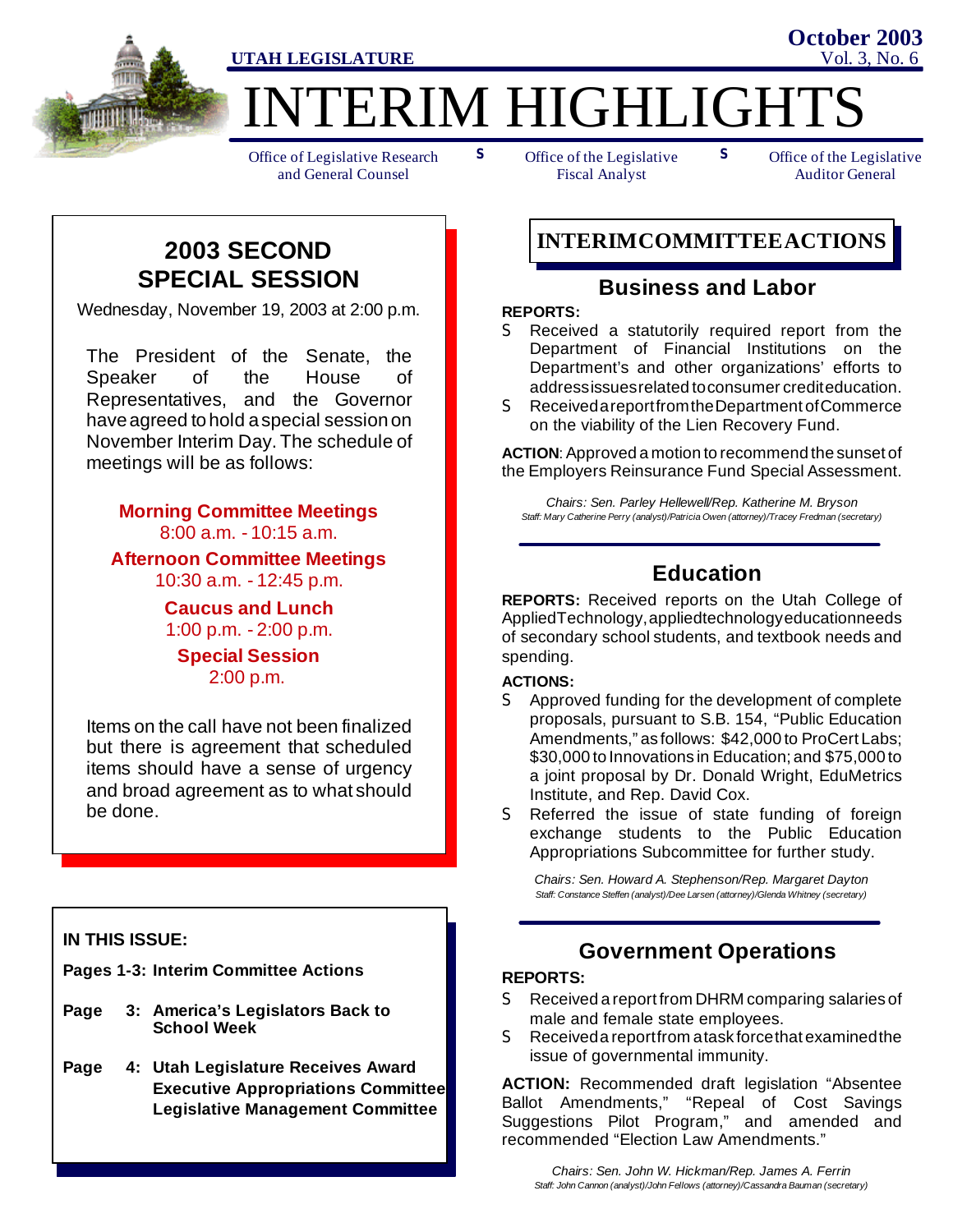UTAH LEGISLATURE

October 2003
Vol. 3, No. 6

# INTERIM HIGHLIGHTS

Office of Legislative Research and General Counsel • Office of the Legislative Fiscal Analyst • Office of the Legislative Auditor General

## 2003 SECOND SPECIAL SESSION

Wednesday, November 19, 2003 at 2:00 p.m.

The President of the Senate, the Speaker of the House of Representatives, and the Governor have agreed to hold a special session on November Interim Day. The schedule of meetings will be as follows:

**Morning Committee Meetings**
8:00 a.m. - 10:15 a.m.

**Afternoon Committee Meetings**
10:30 a.m. - 12:45 p.m.

**Caucus and Lunch**
1:00 p.m. - 2:00 p.m.

**Special Session**
2:00 p.m.

Items on the call have not been finalized but there is agreement that scheduled items should have a sense of urgency and broad agreement as to what should be done.

**IN THIS ISSUE:**

**Pages 1-3: Interim Committee Actions**

**Page 3: America's Legislators Back to School Week**

**Page 4: Utah Legislature Receives Award**
**Executive Appropriations Committee**
**Legislative Management Committee**

## INTERIM COMMITTEE ACTIONS

### Business and Labor

**REPORTS:**

- Received a statutorily required report from the Department of Financial Institutions on the Department's and other organizations' efforts to address issues related to consumer credit education.
- Received a report from the Department of Commerce on the viability of the Lien Recovery Fund.

**ACTION**: Approved a motion to recommend the sunset of the Employers Reinsurance Fund Special Assessment.

*Chairs: Sen. Parley Hellewell/Rep. Katherine M. Bryson*
*Staff: Mary Catherine Perry (analyst)/Patricia Owen (attorney)/Tracey Fredman (secretary)*

### Education

**REPORTS:** Received reports on the Utah College of Applied Technology, applied technology education needs of secondary school students, and textbook needs and spending.

**ACTIONS:**

- Approved funding for the development of complete proposals, pursuant to S.B. 154, "Public Education Amendments," as follows: $42,000 to ProCert Labs; $30,000 to Innovations in Education; and $75,000 to a joint proposal by Dr. Donald Wright, EduMetrics Institute, and Rep. David Cox.
- Referred the issue of state funding of foreign exchange students to the Public Education Appropriations Subcommittee for further study.

*Chairs: Sen. Howard A. Stephenson/Rep. Margaret Dayton*
*Staff: Constance Steffen (analyst)/Dee Larsen (attorney)/Glenda Whitney (secretary)*

### Government Operations

**REPORTS:**

- Received a report from DHRM comparing salaries of male and female state employees.
- Received a report from a task force that examined the issue of governmental immunity.

**ACTION:** Recommended draft legislation "Absentee Ballot Amendments," "Repeal of Cost Savings Suggestions Pilot Program," and amended and recommended "Election Law Amendments."

*Chairs: Sen. John W. Hickman/Rep. James A. Ferrin*
*Staff: John Cannon (analyst)/John Fellows (attorney)/Cassandra Bauman (secretary)*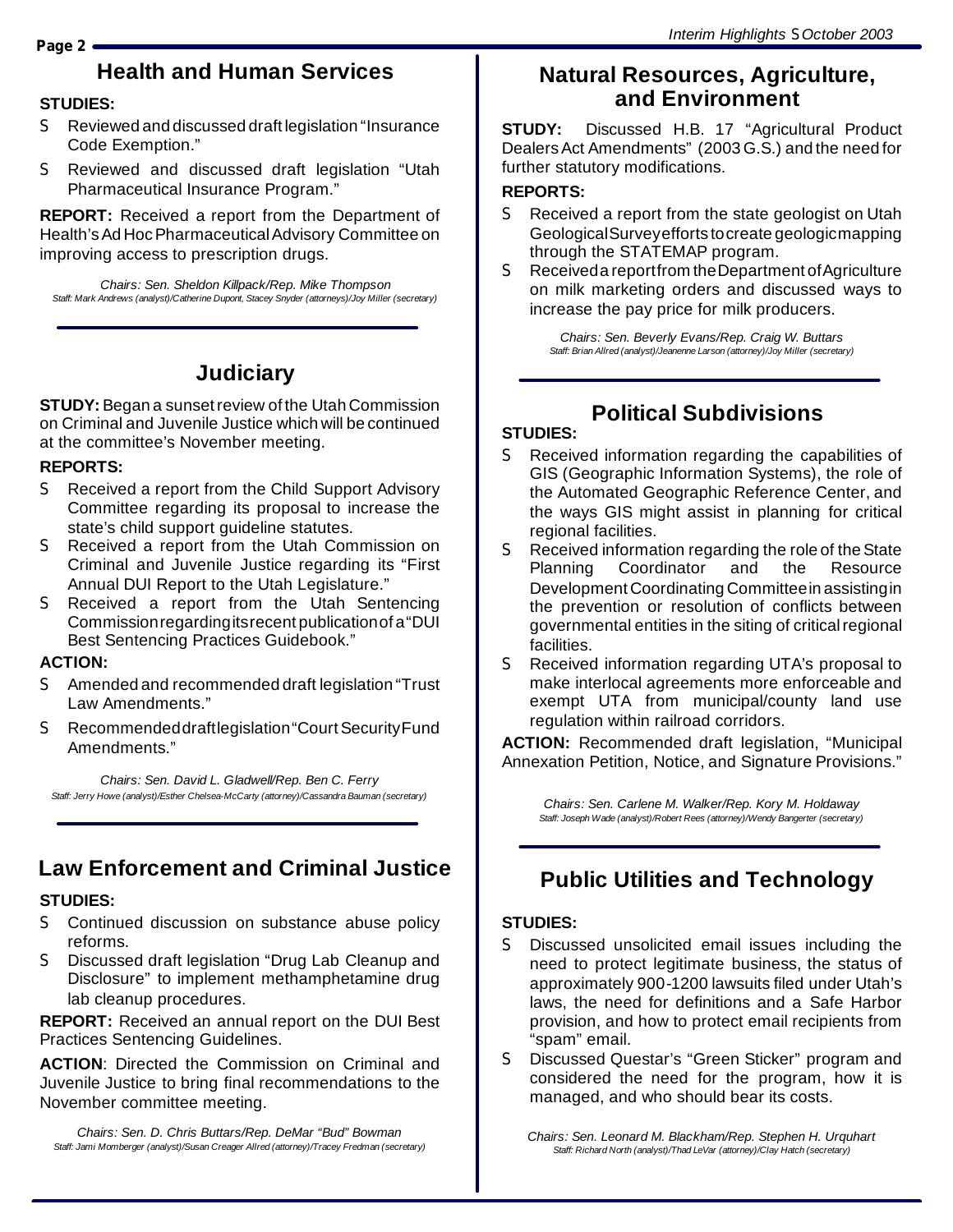## Health and Human Services

**STUDIES:**

- Reviewed and discussed draft legislation "Insurance Code Exemption."
- Reviewed and discussed draft legislation "Utah Pharmaceutical Insurance Program."

**REPORT:** Received a report from the Department of Health's Ad Hoc Pharmaceutical Advisory Committee on improving access to prescription drugs.

*Chairs: Sen. Sheldon Killpack/Rep. Mike Thompson*
*Staff: Mark Andrews (analyst)/Catherine Dupont, Stacey Snyder (attorneys)/Joy Miller (secretary)*

## Judiciary

**STUDY:** Began a sunset review of the Utah Commission on Criminal and Juvenile Justice which will be continued at the committee's November meeting.

**REPORTS:**

- Received a report from the Child Support Advisory Committee regarding its proposal to increase the state's child support guideline statutes.
- Received a report from the Utah Commission on Criminal and Juvenile Justice regarding its "First Annual DUI Report to the Utah Legislature."
- Received a report from the Utah Sentencing Commission regarding its recent publication of a "DUI Best Sentencing Practices Guidebook."

**ACTION:**

- Amended and recommended draft legislation "Trust Law Amendments."
- Recommended draft legislation "Court Security Fund Amendments."

*Chairs: Sen. David L. Gladwell/Rep. Ben C. Ferry*
*Staff: Jerry Howe (analyst)/Esther Chelsea-McCarty (attorney)/Cassandra Bauman (secretary)*

## Law Enforcement and Criminal Justice

**STUDIES:**

- Continued discussion on substance abuse policy reforms.
- Discussed draft legislation "Drug Lab Cleanup and Disclosure" to implement methamphetamine drug lab cleanup procedures.

**REPORT:** Received an annual report on the DUI Best Practices Sentencing Guidelines.

**ACTION**: Directed the Commission on Criminal and Juvenile Justice to bring final recommendations to the November committee meeting.

*Chairs: Sen. D. Chris Buttars/Rep. DeMar "Bud" Bowman*
*Staff: Jami Momberger (analyst)/Susan Creager Allred (attorney)/Tracey Fredman (secretary)*

## Natural Resources, Agriculture, and Environment

**STUDY:** Discussed H.B. 17 "Agricultural Product Dealers Act Amendments" (2003 G.S.) and the need for further statutory modifications.

**REPORTS:**

- Received a report from the state geologist on Utah Geological Survey efforts to create geologic mapping through the STATEMAP program.
- Received a report from the Department of Agriculture on milk marketing orders and discussed ways to increase the pay price for milk producers.

*Chairs: Sen. Beverly Evans/Rep. Craig W. Buttars*
*Staff: Brian Allred (analyst)/Jeanenne Larson (attorney)/Joy Miller (secretary)*

## Political Subdivisions

**STUDIES:**

- Received information regarding the capabilities of GIS (Geographic Information Systems), the role of the Automated Geographic Reference Center, and the ways GIS might assist in planning for critical regional facilities.
- Received information regarding the role of the State Planning Coordinator and the Resource Development Coordinating Committee in assisting in the prevention or resolution of conflicts between governmental entities in the siting of critical regional facilities.
- Received information regarding UTA's proposal to make interlocal agreements more enforceable and exempt UTA from municipal/county land use regulation within railroad corridors.

**ACTION:** Recommended draft legislation, "Municipal Annexation Petition, Notice, and Signature Provisions."

*Chairs: Sen. Carlene M. Walker/Rep. Kory M. Holdaway*
*Staff: Joseph Wade (analyst)/Robert Rees (attorney)/Wendy Bangerter (secretary)*

## Public Utilities and Technology

**STUDIES:**

- Discussed unsolicited email issues including the need to protect legitimate business, the status of approximately 900-1200 lawsuits filed under Utah's laws, the need for definitions and a Safe Harbor provision, and how to protect email recipients from "spam" email.
- Discussed Questar's "Green Sticker" program and considered the need for the program, how it is managed, and who should bear its costs.

*Chairs: Sen. Leonard M. Blackham/Rep. Stephen H. Urquhart*
*Staff: Richard North (analyst)/Thad LeVar (attorney)/Clay Hatch (secretary)*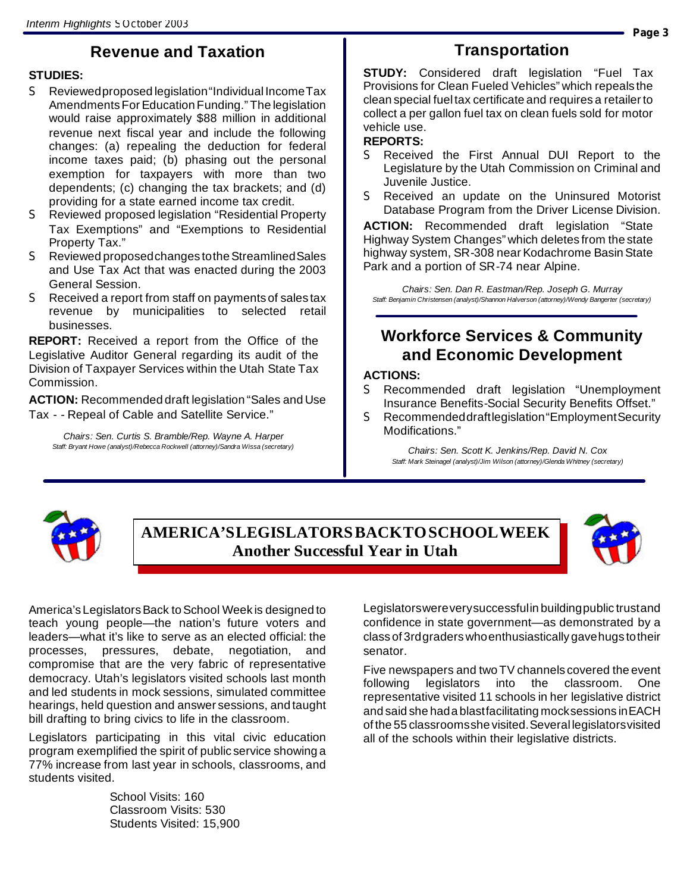## Revenue and Taxation

**STUDIES:**

- Reviewed proposed legislation "Individual Income Tax Amendments For Education Funding." The legislation would raise approximately $88 million in additional revenue next fiscal year and include the following changes: (a) repealing the deduction for federal income taxes paid; (b) phasing out the personal exemption for taxpayers with more than two dependents; (c) changing the tax brackets; and (d) providing for a state earned income tax credit.
- Reviewed proposed legislation "Residential Property Tax Exemptions" and "Exemptions to Residential Property Tax."
- Reviewed proposed changes to the Streamlined Sales and Use Tax Act that was enacted during the 2003 General Session.
- Received a report from staff on payments of sales tax revenue by municipalities to selected retail businesses.

**REPORT:** Received a report from the Office of the Legislative Auditor General regarding its audit of the Division of Taxpayer Services within the Utah State Tax Commission.

**ACTION:** Recommended draft legislation "Sales and Use Tax - - Repeal of Cable and Satellite Service."

*Chairs: Sen. Curtis S. Bramble/Rep. Wayne A. Harper*
*Staff: Bryant Howe (analyst)/Rebecca Rockwell (attorney)/Sandra Wissa (secretary)*

## Transportation

**STUDY:** Considered draft legislation "Fuel Tax Provisions for Clean Fueled Vehicles" which repeals the clean special fuel tax certificate and requires a retailer to collect a per gallon fuel tax on clean fuels sold for motor vehicle use.

**REPORTS:**

- Received the First Annual DUI Report to the Legislature by the Utah Commission on Criminal and Juvenile Justice.
- Received an update on the Uninsured Motorist Database Program from the Driver License Division.

**ACTION:** Recommended draft legislation "State Highway System Changes" which deletes from the state highway system, SR-308 near Kodachrome Basin State Park and a portion of SR-74 near Alpine.

*Chairs: Sen. Dan R. Eastman/Rep. Joseph G. Murray*
*Staff: Benjamin Christensen (analyst)/Shannon Halverson (attorney)/Wendy Bangerter (secretary)*

## Workforce Services & Community and Economic Development

**ACTIONS:**

- Recommended draft legislation "Unemployment Insurance Benefits-Social Security Benefits Offset."
- Recommended draft legislation "Employment Security Modifications."

*Chairs: Sen. Scott K. Jenkins/Rep. David N. Cox*
*Staff: Mark Steinagel (analyst)/Jim Wilson (attorney)/Glenda Whitney (secretary)*

## AMERICA'S LEGISLATORS BACK TO SCHOOL WEEK
### Another Successful Year in Utah

America's Legislators Back to School Week is designed to teach young people—the nation's future voters and leaders—what it's like to serve as an elected official: the processes, pressures, debate, negotiation, and compromise that are the very fabric of representative democracy. Utah's legislators visited schools last month and led students in mock sessions, simulated committee hearings, held question and answer sessions, and taught bill drafting to bring civics to life in the classroom.

Legislators participating in this vital civic education program exemplified the spirit of public service showing a 77% increase from last year in schools, classrooms, and students visited.

School Visits: 160
Classroom Visits: 530
Students Visited: 15,900

Legislators were very successful in building public trust and confidence in state government—as demonstrated by a class of 3rd graders who enthusiastically gave hugs to their senator.

Five newspapers and two TV channels covered the event following legislators into the classroom. One representative visited 11 schools in her legislative district and said she had a blast facilitating mock sessions in EACH of the 55 classrooms she visited. Several legislators visited all of the schools within their legislative districts.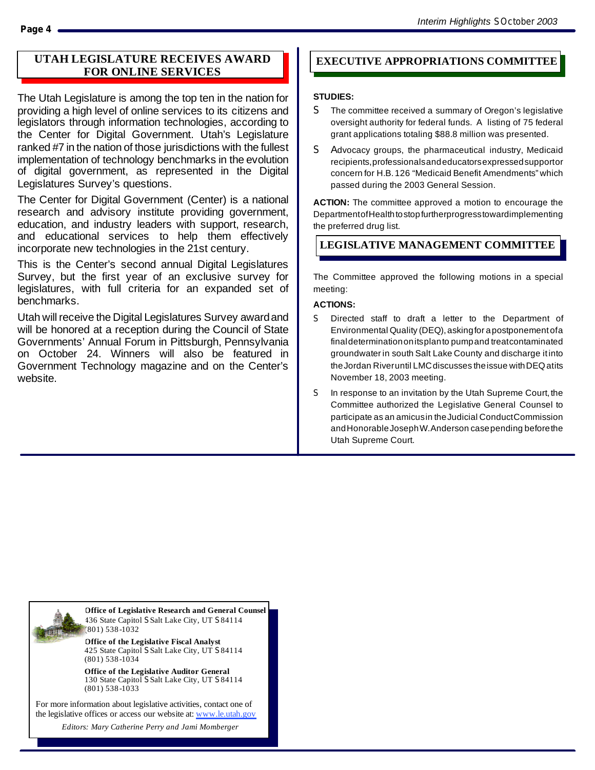## UTAH LEGISLATURE RECEIVES AWARD FOR ONLINE SERVICES

The Utah Legislature is among the top ten in the nation for providing a high level of online services to its citizens and legislators through information technologies, according to the Center for Digital Government. Utah's Legislature ranked #7 in the nation of those jurisdictions with the fullest implementation of technology benchmarks in the evolution of digital government, as represented in the Digital Legislatures Survey's questions.

The Center for Digital Government (Center) is a national research and advisory institute providing government, education, and industry leaders with support, research, and educational services to help them effectively incorporate new technologies in the 21st century.

This is the Center's second annual Digital Legislatures Survey, but the first year of an exclusive survey for legislatures, with full criteria for an expanded set of benchmarks.

Utah will receive the Digital Legislatures Survey award and will be honored at a reception during the Council of State Governments' Annual Forum in Pittsburgh, Pennsylvania on October 24. Winners will also be featured in Government Technology magazine and on the Center's website.

## EXECUTIVE APPROPRIATIONS COMMITTEE

**STUDIES:**

- The committee received a summary of Oregon's legislative oversight authority for federal funds. A listing of 75 federal grant applications totaling $88.8 million was presented.
- Advocacy groups, the pharmaceutical industry, Medicaid recipients, professionals and educators expressed support or concern for H.B. 126 "Medicaid Benefit Amendments" which passed during the 2003 General Session.

**ACTION:** The committee approved a motion to encourage the Department of Health to stop further progress toward implementing the preferred drug list.

## LEGISLATIVE MANAGEMENT COMMITTEE

The Committee approved the following motions in a special meeting:

**ACTIONS:**

- Directed staff to draft a letter to the Department of Environmental Quality (DEQ), asking for a postponement of a final determination on its plan to pump and treat contaminated groundwater in south Salt Lake County and discharge it into the Jordan River until LMC discusses the issue with DEQ at its November 18, 2003 meeting.
- In response to an invitation by the Utah Supreme Court, the Committee authorized the Legislative General Counsel to participate as an amicus in the Judicial Conduct Commission and Honorable Joseph W. Anderson case pending before the Utah Supreme Court.

---

**Office of Legislative Research and General Counsel**
436 State Capitol • Salt Lake City, UT • 84114
(801) 538-1032

**Office of the Legislative Fiscal Analyst**
425 State Capitol • Salt Lake City, UT • 84114
(801) 538-1034

**Office of the Legislative Auditor General**
130 State Capitol • Salt Lake City, UT • 84114
(801) 538-1033

For more information about legislative activities, contact one of the legislative offices or access our website at: www.le.utah.gov

*Editors: Mary Catherine Perry and Jami Momberger*